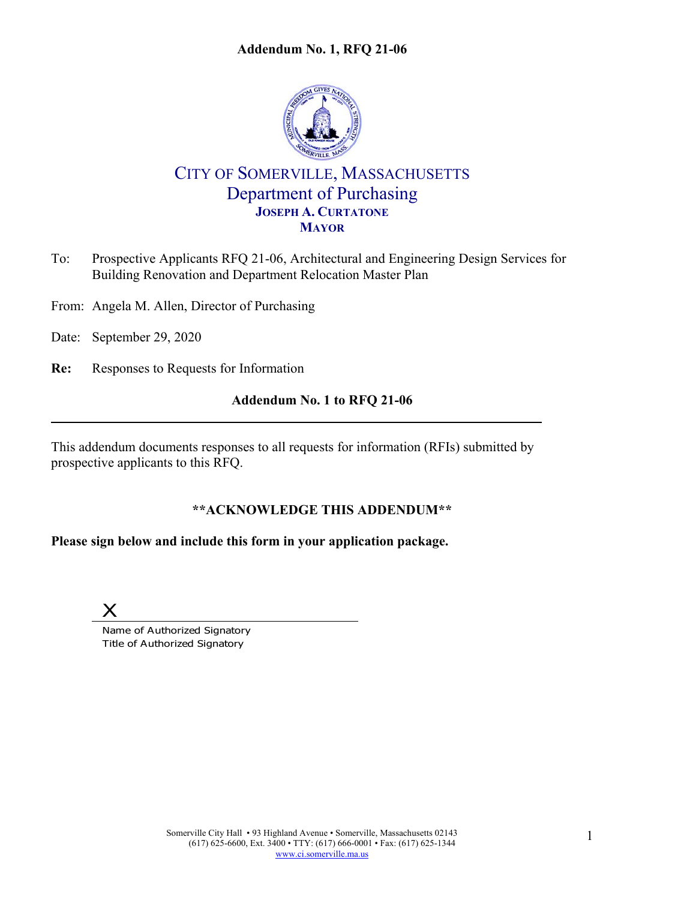**Addendum No. 1, RFQ 21-06**

# CITY OF SOMERVILLE, MASSACHUSETTS
## Department of Purchasing
**JOSEPH A. CURTATONE**
**MAYOR**

To: Prospective Applicants RFQ 21-06, Architectural and Engineering Design Services for Building Renovation and Department Relocation Master Plan

From: Angela M. Allen, Director of Purchasing

Date: September 29, 2020

**Re:** Responses to Requests for Information

**Addendum No. 1 to RFQ 21-06**

---

This addendum documents responses to all requests for information (RFIs) submitted by prospective applicants to this RFQ.

**\*\*ACKNOWLEDGE THIS ADDENDUM\*\***

**Please sign below and include this form in your application package.**

X ______________________________________

Name of Authorized Signatory
Title of Authorized Signatory

Somerville City Hall • 93 Highland Avenue • Somerville, Massachusetts 02143
(617) 625-6600, Ext. 3400 • TTY: (617) 666-0001 • Fax: (617) 625-1344
www.ci.somerville.ma.us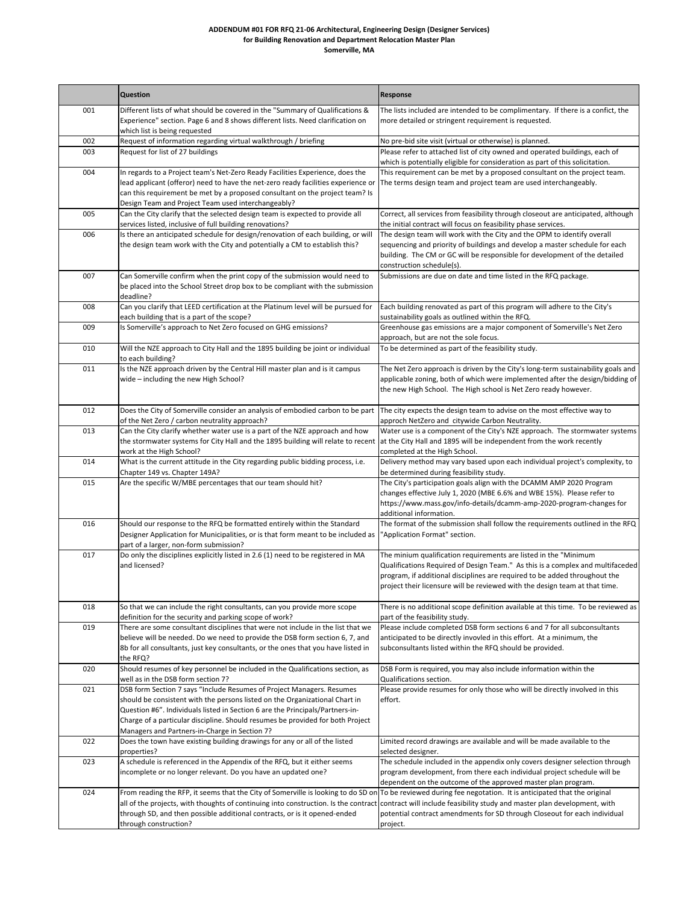**ADDENDUM #01 FOR RFQ 21-06 Architectural, Engineering Design (Designer Services)**
**for Building Renovation and Department Relocation Master Plan**
**Somerville, MA**

| | Question | Response |
|---|---|---|
| 001 | Different lists of what should be covered in the "Summary of Qualifications & Experience" section. Page 6 and 8 shows different lists. Need clarification on which list is being requested | The lists included are intended to be complimentary. If there is a confict, the more detailed or stringent requirement is requested. |
| 002 | Request of information regarding virtual walkthrough / briefing | No pre-bid site visit (virtual or otherwise) is planned. |
| 003 | Request for list of 27 buildings | Please refer to attached list of city owned and operated buildings, each of which is potentially eligible for consideration as part of this solicitation. |
| 004 | In regards to a Project team's Net-Zero Ready Facilities Experience, does the lead applicant (offeror) need to have the net-zero ready facilities experience or can this requirement be met by a proposed consultant on the project team? Is Design Team and Project Team used interchangeably? | This requirement can be met by a proposed consultant on the project team. The terms design team and project team are used interchangeably. |
| 005 | Can the City clarify that the selected design team is expected to provide all services listed, inclusive of full building renovations? | Correct, all services from feasibility through closeout are anticipated, although the initial contract will focus on feasibility phase services. |
| 006 | Is there an anticipated schedule for design/renovation of each building, or will the design team work with the City and potentially a CM to establish this? | The design team will work with the City and the OPM to identify overall sequencing and priority of buildings and develop a master schedule for each building. The CM or GC will be responsible for development of the detailed construction schedule(s). |
| 007 | Can Somerville confirm when the print copy of the submission would need to be placed into the School Street drop box to be compliant with the submission deadline? | Submissions are due on date and time listed in the RFQ package. |
| 008 | Can you clarify that LEED certification at the Platinum level will be pursued for each building that is a part of the scope? | Each building renovated as part of this program will adhere to the City's sustainability goals as outlined within the RFQ. |
| 009 | Is Somerville's approach to Net Zero focused on GHG emissions? | Greenhouse gas emissions are a major component of Somerville's Net Zero approach, but are not the sole focus. |
| 010 | Will the NZE approach to City Hall and the 1895 building be joint or individual to each building? | To be determined as part of the feasibility study. |
| 011 | Is the NZE approach driven by the Central Hill master plan and is it campus wide – including the new High School? | The Net Zero approach is driven by the City's long-term sustainability goals and applicable zoning, both of which were implemented after the design/bidding of the new High School. The High school is Net Zero ready however. |
| 012 | Does the City of Somerville consider an analysis of embodied carbon to be part of the Net Zero / carbon neutrality approach? | The city expects the design team to advise on the most effective way to approch NetZero and citywide Carbon Neutrality. |
| 013 | Can the City clarify whether water use is a part of the NZE approach and how the stormwater systems for City Hall and the 1895 building will relate to recent work at the High School? | Water use is a component of the City's NZE approach. The stormwater systems at the City Hall and 1895 will be independent from the work recently completed at the High School. |
| 014 | What is the current attitude in the City regarding public bidding process, i.e. Chapter 149 vs. Chapter 149A? | Delivery method may vary based upon each individual project's complexity, to be determined during feasibility study. |
| 015 | Are the specific W/MBE percentages that our team should hit? | The City's participation goals align with the DCAMM AMP 2020 Program changes effective July 1, 2020 (MBE 6.6% and WBE 15%). Please refer to https://www.mass.gov/info-details/dcamm-amp-2020-program-changes for additional information. |
| 016 | Should our response to the RFQ be formatted entirely within the Standard Designer Application for Municipalities, or is that form meant to be included as part of a larger, non-form submission? | The format of the submission shall follow the requirements outlined in the RFQ "Application Format" section. |
| 017 | Do only the disciplines explicitly listed in 2.6 (1) need to be registered in MA and licensed? | The minium qualification requirements are listed in the "Minimum Qualifications Required of Design Team." As this is a complex and multifaceded program, if additional disciplines are required to be added throughout the project their licensure will be reviewed with the design team at that time. |
| 018 | So that we can include the right consultants, can you provide more scope definition for the security and parking scope of work? | There is no additional scope definition available at this time. To be reviewed as part of the feasibility study. |
| 019 | There are some consultant disciplines that were not include in the list that we believe will be needed. Do we need to provide the DSB form section 6, 7, and 8b for all consultants, just key consultants, or the ones that you have listed in the RFQ? | Please include completed DSB form sections 6 and 7 for all subconsultants anticipated to be directly invovled in this effort. At a minimum, the subconsultants listed within the RFQ should be provided. |
| 020 | Should resumes of key personnel be included in the Qualifications section, as well as in the DSB form section 7? | DSB Form is required, you may also include information within the Qualifications section. |
| 021 | DSB form Section 7 says "Include Resumes of Project Managers. Resumes should be consistent with the persons listed on the Organizational Chart in Question #6". Individuals listed in Section 6 are the Principals/Partners-in-Charge of a particular discipline. Should resumes be provided for both Project Managers and Partners-in-Charge in Section 7? | Please provide resumes for only those who will be directly involved in this effort. |
| 022 | Does the town have existing building drawings for any or all of the listed properties? | Limited record drawings are available and will be made available to the selected designer. |
| 023 | A schedule is referenced in the Appendix of the RFQ, but it either seems incomplete or no longer relevant. Do you have an updated one? | The schedule included in the appendix only covers designer selection through program development, from there each individual project schedule will be dependent on the outcome of the approved master plan program. |
| 024 | From reading the RFP, it seems that the City of Somerville is looking to do SD on all of the projects, with thoughts of continuing into construction. Is the contract through SD, and then possible additional contracts, or is it opened-ended through construction? | To be reviewed during fee negotation. It is anticipated that the original contract will include feasibility study and master plan development, with potential contract amendments for SD through Closeout for each individual project. |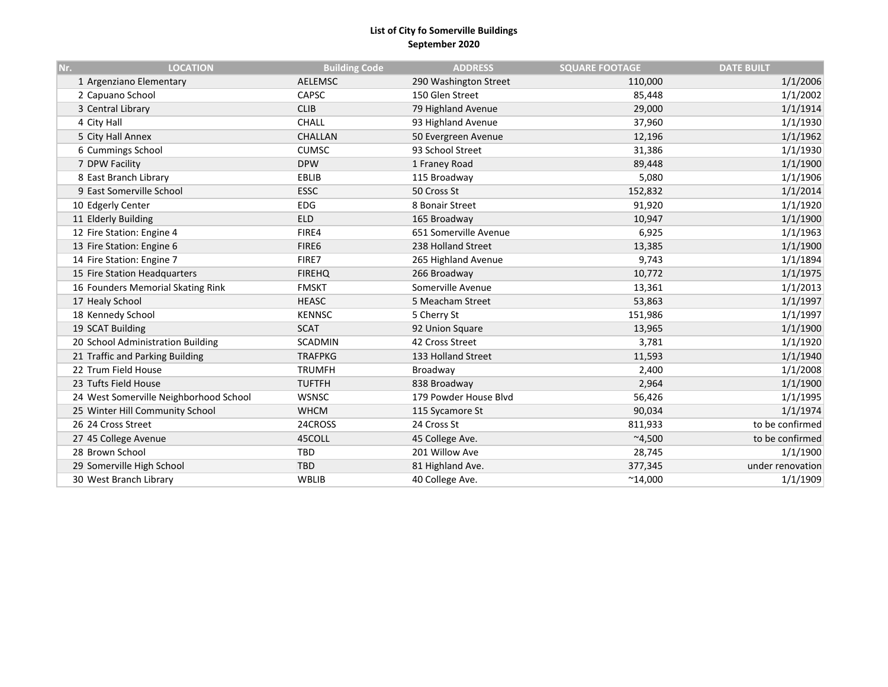**List of City fo Somerville Buildings**
**September 2020**

| Nr. | LOCATION | Building Code | ADDRESS | SQUARE FOOTAGE | DATE BUILT |
|---|---|---|---|---|---|
| 1 | Argenziano Elementary | AELEMSC | 290 Washington Street | 110,000 | 1/1/2006 |
| 2 | Capuano School | CAPSC | 150 Glen Street | 85,448 | 1/1/2002 |
| 3 | Central Library | CLIB | 79 Highland Avenue | 29,000 | 1/1/1914 |
| 4 | City Hall | CHALL | 93 Highland Avenue | 37,960 | 1/1/1930 |
| 5 | City Hall Annex | CHALLAN | 50 Evergreen Avenue | 12,196 | 1/1/1962 |
| 6 | Cummings School | CUMSC | 93 School Street | 31,386 | 1/1/1930 |
| 7 | DPW Facility | DPW | 1 Franey Road | 89,448 | 1/1/1900 |
| 8 | East Branch Library | EBLIB | 115 Broadway | 5,080 | 1/1/1906 |
| 9 | East Somerville School | ESSC | 50 Cross St | 152,832 | 1/1/2014 |
| 10 | Edgerly Center | EDG | 8 Bonair Street | 91,920 | 1/1/1920 |
| 11 | Elderly Building | ELD | 165 Broadway | 10,947 | 1/1/1900 |
| 12 | Fire Station: Engine 4 | FIRE4 | 651 Somerville Avenue | 6,925 | 1/1/1963 |
| 13 | Fire Station: Engine 6 | FIRE6 | 238 Holland Street | 13,385 | 1/1/1900 |
| 14 | Fire Station: Engine 7 | FIRE7 | 265 Highland Avenue | 9,743 | 1/1/1894 |
| 15 | Fire Station Headquarters | FIREHQ | 266 Broadway | 10,772 | 1/1/1975 |
| 16 | Founders Memorial Skating Rink | FMSKT | Somerville Avenue | 13,361 | 1/1/2013 |
| 17 | Healy School | HEASC | 5 Meacham Street | 53,863 | 1/1/1997 |
| 18 | Kennedy School | KENNSC | 5 Cherry St | 151,986 | 1/1/1997 |
| 19 | SCAT Building | SCAT | 92 Union Square | 13,965 | 1/1/1900 |
| 20 | School Administration Building | SCADMIN | 42 Cross Street | 3,781 | 1/1/1920 |
| 21 | Traffic and Parking Building | TRAFPKG | 133 Holland Street | 11,593 | 1/1/1940 |
| 22 | Trum Field House | TRUMFH | Broadway | 2,400 | 1/1/2008 |
| 23 | Tufts Field House | TUFTFH | 838 Broadway | 2,964 | 1/1/1900 |
| 24 | West Somerville Neighborhood School | WSNSC | 179 Powder House Blvd | 56,426 | 1/1/1995 |
| 25 | Winter Hill Community School | WHCM | 115 Sycamore St | 90,034 | 1/1/1974 |
| 26 | 24 Cross Street | 24CROSS | 24 Cross St | 811,933 | to be confirmed |
| 27 | 45 College Avenue | 45COLL | 45 College Ave. | ~4,500 | to be confirmed |
| 28 | Brown School | TBD | 201 Willow Ave | 28,745 | 1/1/1900 |
| 29 | Somerville High School | TBD | 81 Highland Ave. | 377,345 | under renovation |
| 30 | West Branch Library | WBLIB | 40 College Ave. | ~14,000 | 1/1/1909 |